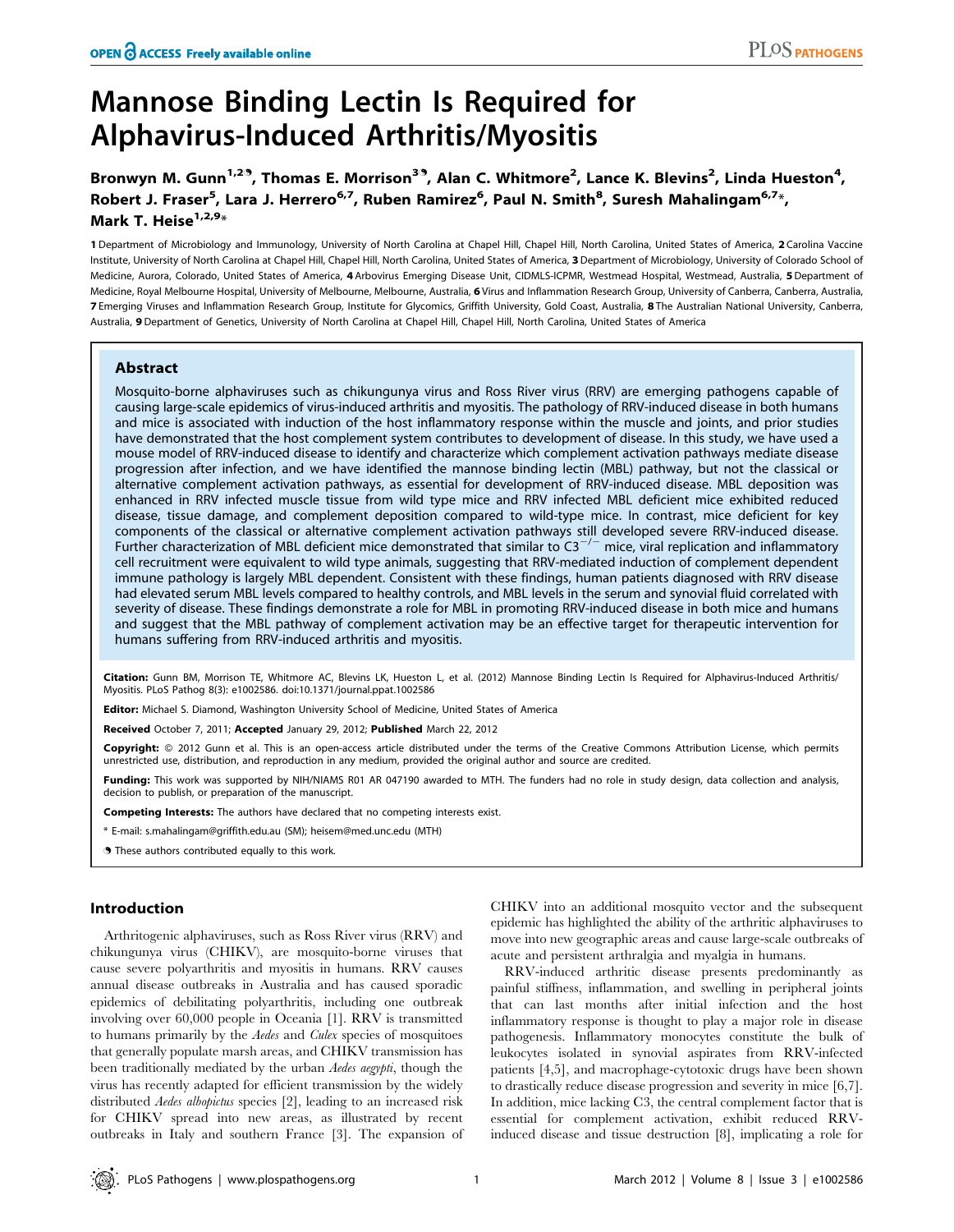# Mannose Binding Lectin Is Required for Alphavirus-Induced Arthritis/Myositis

Bronwyn M. Gunn[1,2]¶, Thomas E. Morrison[3]¶, Alan C. Whitmore[2], Lance K. Blevins[2], Linda Hueston[4], Robert J. Fraser[5], Lara J. Herrero[6,7], Ruben Ramirez[6], Paul N. Smith[8], Suresh Mahalingam[6,7]*, Mark T. Heise[1,2,9]*

1 Department of Microbiology and Immunology, University of North Carolina at Chapel Hill, Chapel Hill, North Carolina, United States of America, 2 Carolina Vaccine Institute, University of North Carolina at Chapel Hill, Chapel Hill, North Carolina, United States of America, 3 Department of Microbiology, University of Colorado School of Medicine, Aurora, Colorado, United States of America, 4 Arbovirus Emerging Disease Unit, CIDMLS-ICPMR, Westmead Hospital, Westmead, Australia, 5 Department of Medicine, Royal Melbourne Hospital, University of Melbourne, Melbourne, Australia, 6 Virus and Inflammation Research Group, University of Canberra, Canberra, Australia, 7 Emerging Viruses and Inflammation Research Group, Institute for Glycomics, Griffith University, Gold Coast, Australia, 8 The Australian National University, Canberra, Australia, 9 Department of Genetics, University of North Carolina at Chapel Hill, Chapel Hill, North Carolina, United States of America

## Abstract

Mosquito-borne alphaviruses such as chikungunya virus and Ross River virus (RRV) are emerging pathogens capable of causing large-scale epidemics of virus-induced arthritis and myositis. The pathology of RRV-induced disease in both humans and mice is associated with induction of the host inflammatory response within the muscle and joints, and prior studies have demonstrated that the host complement system contributes to development of disease. In this study, we have used a mouse model of RRV-induced disease to identify and characterize which complement activation pathways mediate disease progression after infection, and we have identified the mannose binding lectin (MBL) pathway, but not the classical or alternative complement activation pathways, as essential for development of RRV-induced disease. MBL deposition was enhanced in RRV infected muscle tissue from wild type mice and RRV infected MBL deficient mice exhibited reduced disease, tissue damage, and complement deposition compared to wild-type mice. In contrast, mice deficient for key components of the classical or alternative complement activation pathways still developed severe RRV-induced disease. Further characterization of MBL deficient mice demonstrated that similar to $C3^{-/-}$ mice, viral replication and inflammatory cell recruitment were equivalent to wild type animals, suggesting that RRV-mediated induction of complement dependent immune pathology is largely MBL dependent. Consistent with these findings, human patients diagnosed with RRV disease had elevated serum MBL levels compared to healthy controls, and MBL levels in the serum and synovial fluid correlated with severity of disease. These findings demonstrate a role for MBL in promoting RRV-induced disease in both mice and humans and suggest that the MBL pathway of complement activation may be an effective target for therapeutic intervention for humans suffering from RRV-induced arthritis and myositis.

**Citation:** Gunn BM, Morrison TE, Whitmore AC, Blevins LK, Hueston L, et al. (2012) Mannose Binding Lectin Is Required for Alphavirus-Induced Arthritis/Myositis. PLoS Pathog 8(3): e1002586. doi:10.1371/journal.ppat.1002586

**Editor:** Michael S. Diamond, Washington University School of Medicine, United States of America

**Received** October 7, 2011; **Accepted** January 29, 2012; **Published** March 22, 2012

**Copyright:** © 2012 Gunn et al. This is an open-access article distributed under the terms of the Creative Commons Attribution License, which permits unrestricted use, distribution, and reproduction in any medium, provided the original author and source are credited.

**Funding:** This work was supported by NIH/NIAMS R01 AR 047190 awarded to MTH. The funders had no role in study design, data collection and analysis, decision to publish, or preparation of the manuscript.

**Competing Interests:** The authors have declared that no competing interests exist.

\* E-mail: s.mahalingam@griffith.edu.au (SM); heisem@med.unc.edu (MTH)

¶ These authors contributed equally to this work.

## Introduction

Arthritogenic alphaviruses, such as Ross River virus (RRV) and chikungunya virus (CHIKV), are mosquito-borne viruses that cause severe polyarthritis and myositis in humans. RRV causes annual disease outbreaks in Australia and has caused sporadic epidemics of debilitating polyarthritis, including one outbreak involving over 60,000 people in Oceania [1]. RRV is transmitted to humans primarily by the *Aedes* and *Culex* species of mosquitoes that generally populate marsh areas, and CHIKV transmission has been traditionally mediated by the urban *Aedes aegypti*, though the virus has recently adapted for efficient transmission by the widely distributed *Aedes albopictus* species [2], leading to an increased risk for CHIKV spread into new areas, as illustrated by recent outbreaks in Italy and southern France [3]. The expansion of CHIKV into an additional mosquito vector and the subsequent epidemic has highlighted the ability of the arthritic alphaviruses to move into new geographic areas and cause large-scale outbreaks of acute and persistent arthralgia and myalgia in humans.

RRV-induced arthritic disease presents predominantly as painful stiffness, inflammation, and swelling in peripheral joints that can last months after initial infection and the host inflammatory response is thought to play a major role in disease pathogenesis. Inflammatory monocytes constitute the bulk of leukocytes isolated in synovial aspirates from RRV-infected patients [4,5], and macrophage-cytotoxic drugs have been shown to drastically reduce disease progression and severity in mice [6,7]. In addition, mice lacking C3, the central complement factor that is essential for complement activation, exhibit reduced RRV-induced disease and tissue destruction [8], implicating a role for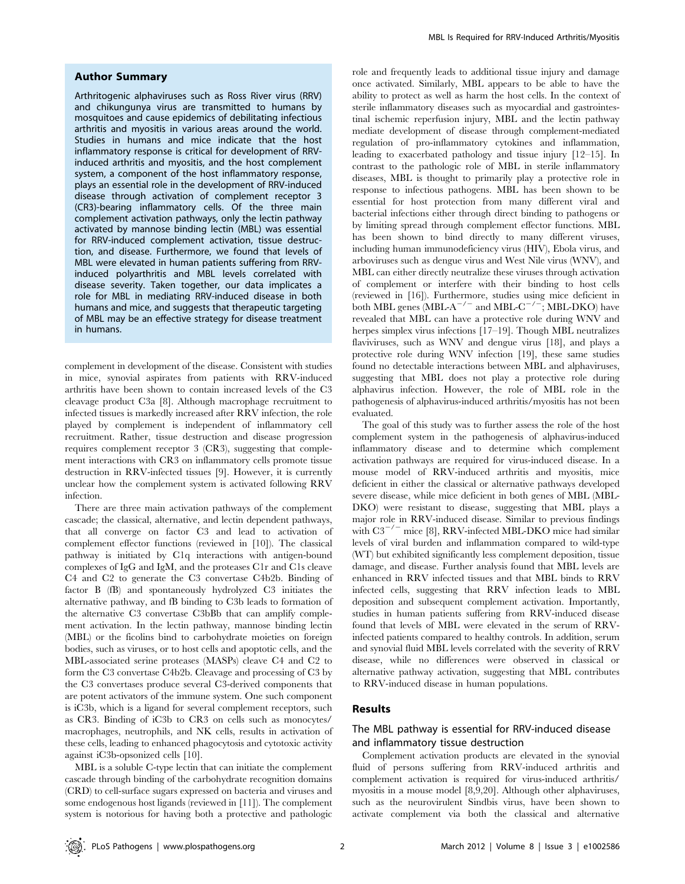## Author Summary

Arthritogenic alphaviruses such as Ross River virus (RRV) and chikungunya virus are transmitted to humans by mosquitoes and cause epidemics of debilitating infectious arthritis and myositis in various areas around the world. Studies in humans and mice indicate that the host inflammatory response is critical for development of RRV-induced arthritis and myositis, and the host complement system, a component of the host inflammatory response, plays an essential role in the development of RRV-induced disease through activation of complement receptor 3 (CR3)-bearing inflammatory cells. Of the three main complement activation pathways, only the lectin pathway activated by mannose binding lectin (MBL) was essential for RRV-induced complement activation, tissue destruction, and disease. Furthermore, we found that levels of MBL were elevated in human patients suffering from RRV-induced polyarthritis and MBL levels correlated with disease severity. Taken together, our data implicates a role for MBL in mediating RRV-induced disease in both humans and mice, and suggests that therapeutic targeting of MBL may be an effective strategy for disease treatment in humans.

complement in development of the disease. Consistent with studies in mice, synovial aspirates from patients with RRV-induced arthritis have been shown to contain increased levels of the C3 cleavage product C3a [8]. Although macrophage recruitment to infected tissues is markedly increased after RRV infection, the role played by complement is independent of inflammatory cell recruitment. Rather, tissue destruction and disease progression requires complement receptor 3 (CR3), suggesting that complement interactions with CR3 on inflammatory cells promote tissue destruction in RRV-infected tissues [9]. However, it is currently unclear how the complement system is activated following RRV infection.

There are three main activation pathways of the complement cascade; the classical, alternative, and lectin dependent pathways, that all converge on factor C3 and lead to activation of complement effector functions (reviewed in [10]). The classical pathway is initiated by C1q interactions with antigen-bound complexes of IgG and IgM, and the proteases C1r and C1s cleave C4 and C2 to generate the C3 convertase C4b2b. Binding of factor B (fB) and spontaneously hydrolyzed C3 initiates the alternative pathway, and fB binding to C3b leads to formation of the alternative C3 convertase C3bBb that can amplify complement activation. In the lectin pathway, mannose binding lectin (MBL) or the ficolins bind to carbohydrate moieties on foreign bodies, such as viruses, or to host cells and apoptotic cells, and the MBL-associated serine proteases (MASPs) cleave C4 and C2 to form the C3 convertase C4b2b. Cleavage and processing of C3 by the C3 convertases produce several C3-derived components that are potent activators of the immune system. One such component is iC3b, which is a ligand for several complement receptors, such as CR3. Binding of iC3b to CR3 on cells such as monocytes/macrophages, neutrophils, and NK cells, results in activation of these cells, leading to enhanced phagocytosis and cytotoxic activity against iC3b-opsonized cells [10].

MBL is a soluble C-type lectin that can initiate the complement cascade through binding of the carbohydrate recognition domains (CRD) to cell-surface sugars expressed on bacteria and viruses and some endogenous host ligands (reviewed in [11]). The complement system is notorious for having both a protective and pathologic role and frequently leads to additional tissue injury and damage once activated. Similarly, MBL appears to be able to have the ability to protect as well as harm the host cells. In the context of sterile inflammatory diseases such as myocardial and gastrointestinal ischemic reperfusion injury, MBL and the lectin pathway mediate development of disease through complement-mediated regulation of pro-inflammatory cytokines and inflammation, leading to exacerbated pathology and tissue injury [12–15]. In contrast to the pathologic role of MBL in sterile inflammatory diseases, MBL is thought to primarily play a protective role in response to infectious pathogens. MBL has been shown to be essential for host protection from many different viral and bacterial infections either through direct binding to pathogens or by limiting spread through complement effector functions. MBL has been shown to bind directly to many different viruses, including human immunodeficiency virus (HIV), Ebola virus, and arboviruses such as dengue virus and West Nile virus (WNV), and MBL can either directly neutralize these viruses through activation of complement or interfere with their binding to host cells (reviewed in [16]). Furthermore, studies using mice deficient in both MBL genes (MBL-A$^{-/-}$ and MBL-C$^{-/-}$; MBL-DKO) have revealed that MBL can have a protective role during WNV and herpes simplex virus infections [17–19]. Though MBL neutralizes flaviviruses, such as WNV and dengue virus [18], and plays a protective role during WNV infection [19], these same studies found no detectable interactions between MBL and alphaviruses, suggesting that MBL does not play a protective role during alphavirus infection. However, the role of MBL role in the pathogenesis of alphavirus-induced arthritis/myositis has not been evaluated.

The goal of this study was to further assess the role of the host complement system in the pathogenesis of alphavirus-induced inflammatory disease and to determine which complement activation pathways are required for virus-induced disease. In a mouse model of RRV-induced arthritis and myositis, mice deficient in either the classical or alternative pathways developed severe disease, while mice deficient in both genes of MBL (MBL-DKO) were resistant to disease, suggesting that MBL plays a major role in RRV-induced disease. Similar to previous findings with C3$^{-/-}$ mice [8], RRV-infected MBL-DKO mice had similar levels of viral burden and inflammation compared to wild-type (WT) but exhibited significantly less complement deposition, tissue damage, and disease. Further analysis found that MBL levels are enhanced in RRV infected tissues and that MBL binds to RRV infected cells, suggesting that RRV infection leads to MBL deposition and subsequent complement activation. Importantly, studies in human patients suffering from RRV-induced disease found that levels of MBL were elevated in the serum of RRV-infected patients compared to healthy controls. In addition, serum and synovial fluid MBL levels correlated with the severity of RRV disease, while no differences were observed in classical or alternative pathway activation, suggesting that MBL contributes to RRV-induced disease in human populations.

## Results

### The MBL pathway is essential for RRV-induced disease and inflammatory tissue destruction

Complement activation products are elevated in the synovial fluid of persons suffering from RRV-induced arthritis and complement activation is required for virus-induced arthritis/myositis in a mouse model [8,9,20]. Although other alphaviruses, such as the neurovirulent Sindbis virus, have been shown to activate complement via both the classical and alternative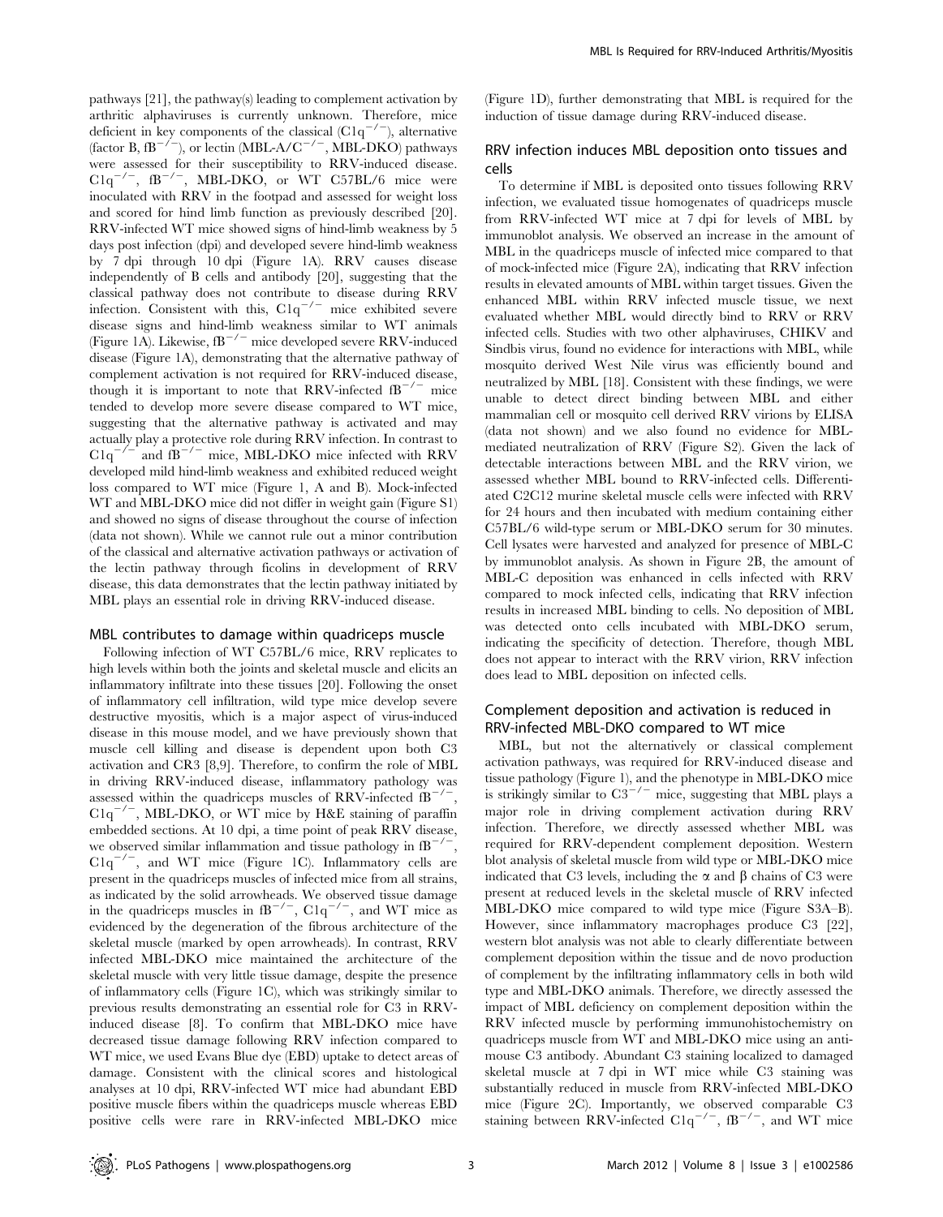pathways [21], the pathway(s) leading to complement activation by arthritic alphaviruses is currently unknown. Therefore, mice deficient in key components of the classical ($C1q^{-/-}$), alternative (factor B, $fB^{-/-}$), or lectin (MBL-A/$C^{-/-}$, MBL-DKO) pathways were assessed for their susceptibility to RRV-induced disease. $C1q^{-/-}$, $fB^{-/-}$, MBL-DKO, or WT C57BL/6 mice were inoculated with RRV in the footpad and assessed for weight loss and scored for hind limb function as previously described [20]. RRV-infected WT mice showed signs of hind-limb weakness by 5 days post infection (dpi) and developed severe hind-limb weakness by 7 dpi through 10 dpi (Figure 1A). RRV causes disease independently of B cells and antibody [20], suggesting that the classical pathway does not contribute to disease during RRV infection. Consistent with this, $C1q^{-/-}$ mice exhibited severe disease signs and hind-limb weakness similar to WT animals (Figure 1A). Likewise, $fB^{-/-}$ mice developed severe RRV-induced disease (Figure 1A), demonstrating that the alternative pathway of complement activation is not required for RRV-induced disease, though it is important to note that RRV-infected $fB^{-/-}$ mice tended to develop more severe disease compared to WT mice, suggesting that the alternative pathway is activated and may actually play a protective role during RRV infection. In contrast to $C1q^{-/-}$ and $fB^{-/-}$ mice, MBL-DKO mice infected with RRV developed mild hind-limb weakness and exhibited reduced weight loss compared to WT mice (Figure 1, A and B). Mock-infected WT and MBL-DKO mice did not differ in weight gain (Figure S1) and showed no signs of disease throughout the course of infection (data not shown). While we cannot rule out a minor contribution of the classical and alternative activation pathways or activation of the lectin pathway through ficolins in development of RRV disease, this data demonstrates that the lectin pathway initiated by MBL plays an essential role in driving RRV-induced disease.

## MBL contributes to damage within quadriceps muscle

Following infection of WT C57BL/6 mice, RRV replicates to high levels within both the joints and skeletal muscle and elicits an inflammatory infiltrate into these tissues [20]. Following the onset of inflammatory cell infiltration, wild type mice develop severe destructive myositis, which is a major aspect of virus-induced disease in this mouse model, and we have previously shown that muscle cell killing and disease is dependent upon both C3 activation and CR3 [8,9]. Therefore, to confirm the role of MBL in driving RRV-induced disease, inflammatory pathology was assessed within the quadriceps muscles of RRV-infected $fB^{-/-}$, $C1q^{-/-}$, MBL-DKO, or WT mice by H&E staining of paraffin embedded sections. At 10 dpi, a time point of peak RRV disease, we observed similar inflammation and tissue pathology in $fB^{-/-}$, $C1q^{-/-}$, and WT mice (Figure 1C). Inflammatory cells are present in the quadriceps muscles of infected mice from all strains, as indicated by the solid arrowheads. We observed tissue damage in the quadriceps muscles in $fB^{-/-}$, $C1q^{-/-}$, and WT mice as evidenced by the degeneration of the fibrous architecture of the skeletal muscle (marked by open arrowheads). In contrast, RRV infected MBL-DKO mice maintained the architecture of the skeletal muscle with very little tissue damage, despite the presence of inflammatory cells (Figure 1C), which was strikingly similar to previous results demonstrating an essential role for C3 in RRV-induced disease [8]. To confirm that MBL-DKO mice have decreased tissue damage following RRV infection compared to WT mice, we used Evans Blue dye (EBD) uptake to detect areas of damage. Consistent with the clinical scores and histological analyses at 10 dpi, RRV-infected WT mice had abundant EBD positive muscle fibers within the quadriceps muscle whereas EBD positive cells were rare in RRV-infected MBL-DKO mice (Figure 1D), further demonstrating that MBL is required for the induction of tissue damage during RRV-induced disease.

## RRV infection induces MBL deposition onto tissues and cells

To determine if MBL is deposited onto tissues following RRV infection, we evaluated tissue homogenates of quadriceps muscle from RRV-infected WT mice at 7 dpi for levels of MBL by immunoblot analysis. We observed an increase in the amount of MBL in the quadriceps muscle of infected mice compared to that of mock-infected mice (Figure 2A), indicating that RRV infection results in elevated amounts of MBL within target tissues. Given the enhanced MBL within RRV infected muscle tissue, we next evaluated whether MBL would directly bind to RRV or RRV infected cells. Studies with two other alphaviruses, CHIKV and Sindbis virus, found no evidence for interactions with MBL, while mosquito derived West Nile virus was efficiently bound and neutralized by MBL [18]. Consistent with these findings, we were unable to detect direct binding between MBL and either mammalian cell or mosquito cell derived RRV virions by ELISA (data not shown) and we also found no evidence for MBL-mediated neutralization of RRV (Figure S2). Given the lack of detectable interactions between MBL and the RRV virion, we assessed whether MBL bound to RRV-infected cells. Differentiated C2C12 murine skeletal muscle cells were infected with RRV for 24 hours and then incubated with medium containing either C57BL/6 wild-type serum or MBL-DKO serum for 30 minutes. Cell lysates were harvested and analyzed for presence of MBL-C by immunoblot analysis. As shown in Figure 2B, the amount of MBL-C deposition was enhanced in cells infected with RRV compared to mock infected cells, indicating that RRV infection results in increased MBL binding to cells. No deposition of MBL was detected onto cells incubated with MBL-DKO serum, indicating the specificity of detection. Therefore, though MBL does not appear to interact with the RRV virion, RRV infection does lead to MBL deposition on infected cells.

## Complement deposition and activation is reduced in RRV-infected MBL-DKO compared to WT mice

MBL, but not the alternatively or classical complement activation pathways, was required for RRV-induced disease and tissue pathology (Figure 1), and the phenotype in MBL-DKO mice is strikingly similar to $C3^{-/-}$ mice, suggesting that MBL plays a major role in driving complement activation during RRV infection. Therefore, we directly assessed whether MBL was required for RRV-dependent complement deposition. Western blot analysis of skeletal muscle from wild type or MBL-DKO mice indicated that C3 levels, including the $\alpha$ and $\beta$ chains of C3 were present at reduced levels in the skeletal muscle of RRV infected MBL-DKO mice compared to wild type mice (Figure S3A–B). However, since inflammatory macrophages produce C3 [22], western blot analysis was not able to clearly differentiate between complement deposition within the tissue and de novo production of complement by the infiltrating inflammatory cells in both wild type and MBL-DKO animals. Therefore, we directly assessed the impact of MBL deficiency on complement deposition within the RRV infected muscle by performing immunohistochemistry on quadriceps muscle from WT and MBL-DKO mice using an anti-mouse C3 antibody. Abundant C3 staining localized to damaged skeletal muscle at 7 dpi in WT mice while C3 staining was substantially reduced in muscle from RRV-infected MBL-DKO mice (Figure 2C). Importantly, we observed comparable C3 staining between RRV-infected $C1q^{-/-}$, $fB^{-/-}$, and WT mice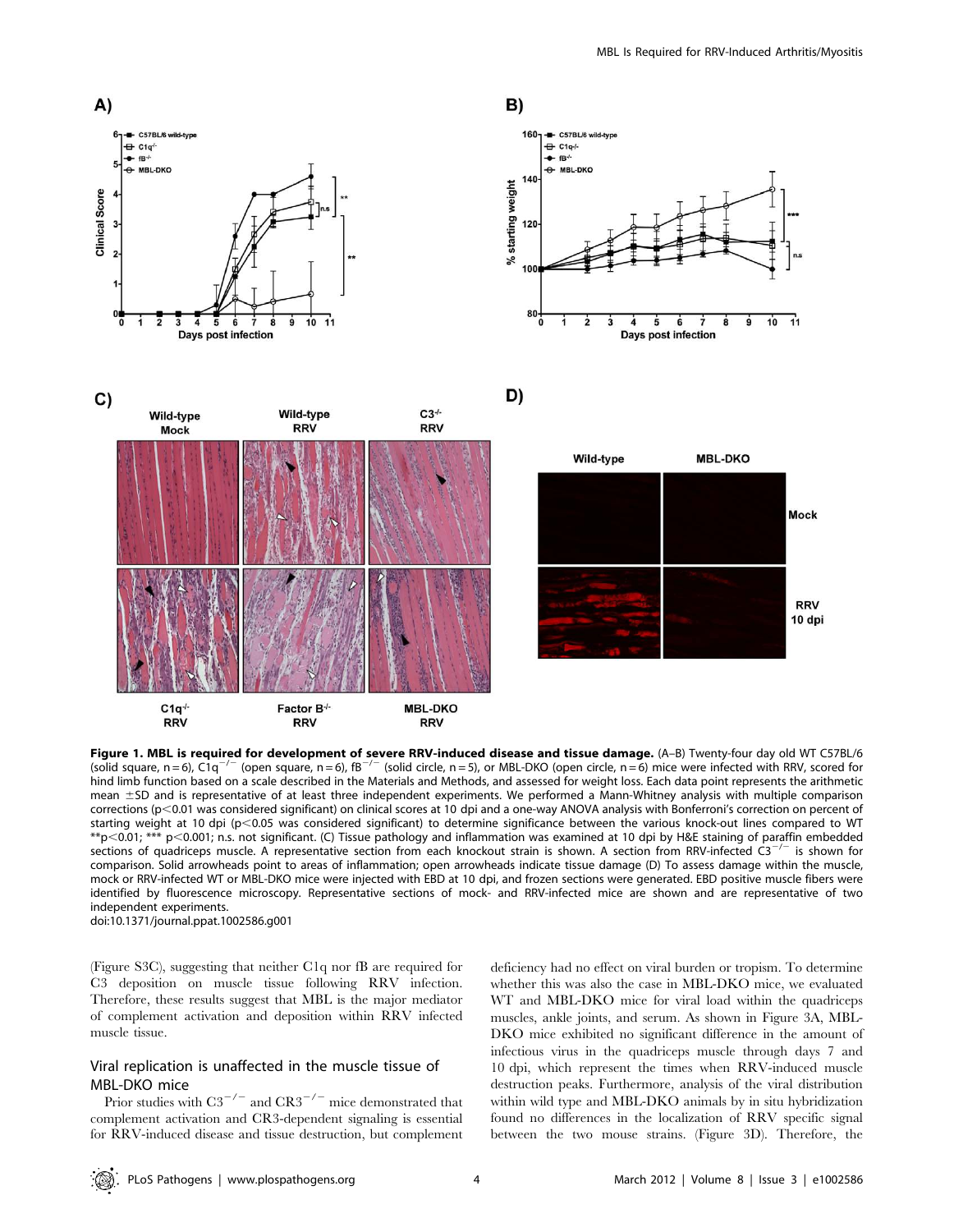**Figure 1. MBL is required for development of severe RRV-induced disease and tissue damage.** (A–B) Twenty-four day old WT C57BL/6 (solid square, n = 6), C1q$^{-/-}$ (open square, n = 6), fB$^{-/-}$ (solid circle, n = 5), or MBL-DKO (open circle, n = 6) mice were infected with RRV, scored for hind limb function based on a scale described in the Materials and Methods, and assessed for weight loss. Each data point represents the arithmetic mean ±SD and is representative of at least three independent experiments. We performed a Mann-Whitney analysis with multiple comparison corrections ($p<0.01$ was considered significant) on clinical scores at 10 dpi and a one-way ANOVA analysis with Bonferroni's correction on percent of starting weight at 10 dpi ($p<0.05$ was considered significant) to determine significance between the various knock-out lines compared to WT **$p<0.01$; *** $p<0.001$; n.s. not significant. (C) Tissue pathology and inflammation was examined at 10 dpi by H&E staining of paraffin embedded sections of quadriceps muscle. A representative section from each knockout strain is shown. A section from RRV-infected C3$^{-/-}$ is shown for comparison. Solid arrowheads point to areas of inflammation; open arrowheads indicate tissue damage (D) To assess damage within the muscle, mock or RRV-infected WT or MBL-DKO mice were injected with EBD at 10 dpi, and frozen sections were generated. EBD positive muscle fibers were identified by fluorescence microscopy. Representative sections of mock- and RRV-infected mice are shown and are representative of two independent experiments.
doi:10.1371/journal.ppat.1002586.g001

(Figure S3C), suggesting that neither C1q nor fB are required for C3 deposition on muscle tissue following RRV infection. Therefore, these results suggest that MBL is the major mediator of complement activation and deposition within RRV infected muscle tissue.

## Viral replication is unaffected in the muscle tissue of MBL-DKO mice

Prior studies with C3$^{-/-}$ and CR3$^{-/-}$ mice demonstrated that complement activation and CR3-dependent signaling is essential for RRV-induced disease and tissue destruction, but complement deficiency had no effect on viral burden or tropism. To determine whether this was also the case in MBL-DKO mice, we evaluated WT and MBL-DKO mice for viral load within the quadriceps muscles, ankle joints, and serum. As shown in Figure 3A, MBL-DKO mice exhibited no significant difference in the amount of infectious virus in the quadriceps muscle through days 7 and 10 dpi, which represent the times when RRV-induced muscle destruction peaks. Furthermore, analysis of the viral distribution within wild type and MBL-DKO animals by in situ hybridization found no differences in the localization of RRV specific signal between the two mouse strains. (Figure 3D). Therefore, the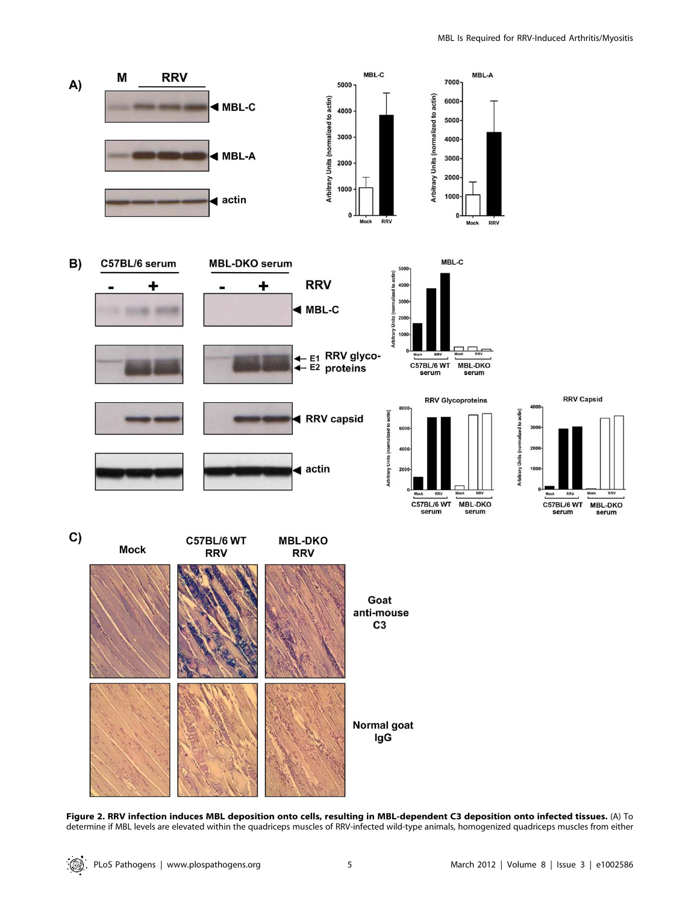**Figure 2. RRV infection induces MBL deposition onto cells, resulting in MBL-dependent C3 deposition onto infected tissues.** (A) To determine if MBL levels are elevated within the quadriceps muscles of RRV-infected wild-type animals, homogenized quadriceps muscles from either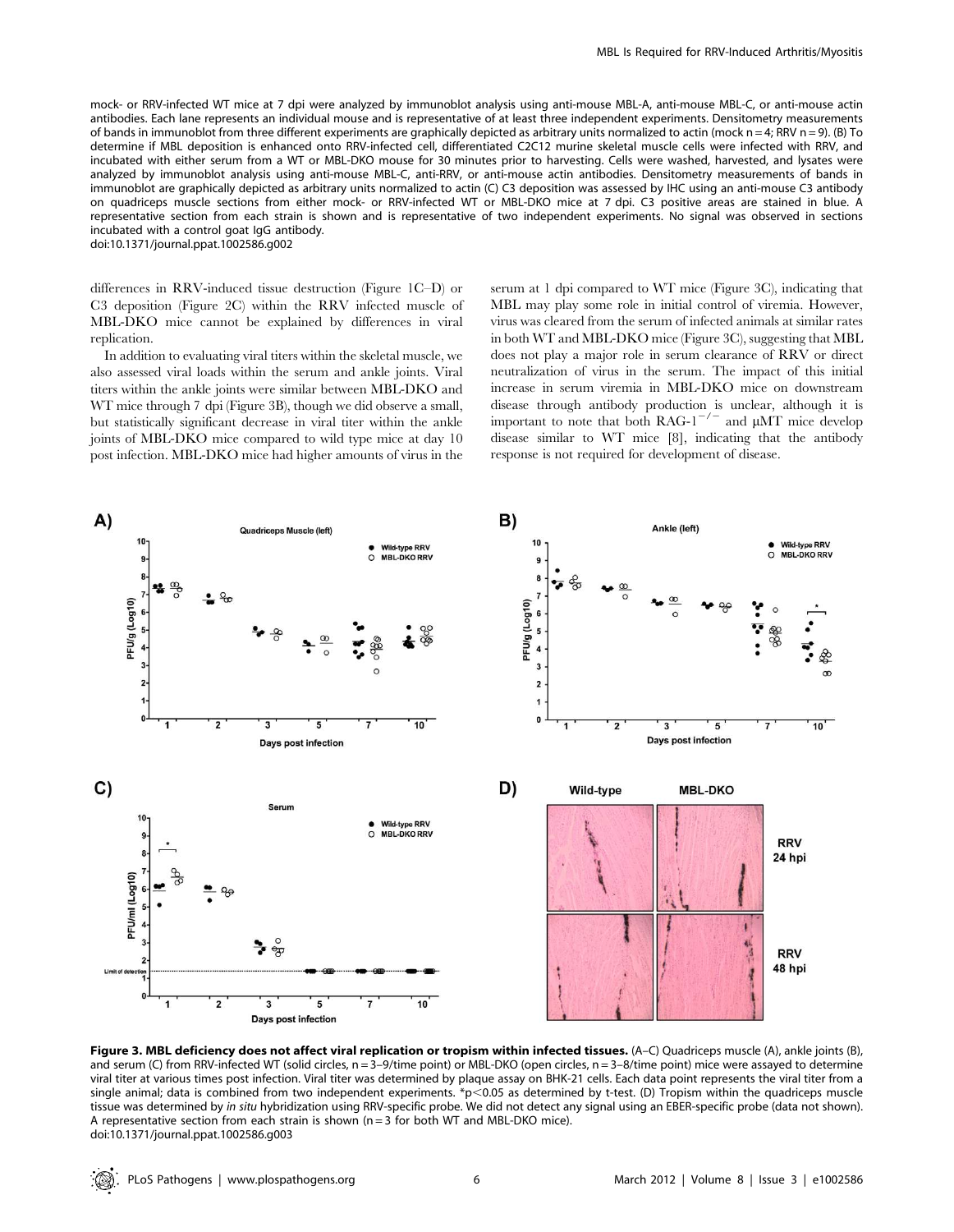mock- or RRV-infected WT mice at 7 dpi were analyzed by immunoblot analysis using anti-mouse MBL-A, anti-mouse MBL-C, or anti-mouse actin antibodies. Each lane represents an individual mouse and is representative of at least three independent experiments. Densitometry measurements of bands in immunoblot from three different experiments are graphically depicted as arbitrary units normalized to actin (mock n = 4; RRV n = 9). (B) To determine if MBL deposition is enhanced onto RRV-infected cell, differentiated C2C12 murine skeletal muscle cells were infected with RRV, and incubated with either serum from a WT or MBL-DKO mouse for 30 minutes prior to harvesting. Cells were washed, harvested, and lysates were analyzed by immunoblot analysis using anti-mouse MBL-C, anti-RRV, or anti-mouse actin antibodies. Densitometry measurements of bands in immunoblot are graphically depicted as arbitrary units normalized to actin (C) C3 deposition was assessed by IHC using an anti-mouse C3 antibody on quadriceps muscle sections from either mock- or RRV-infected WT or MBL-DKO mice at 7 dpi. C3 positive areas are stained in blue. A representative section from each strain is shown and is representative of two independent experiments. No signal was observed in sections incubated with a control goat IgG antibody.
doi:10.1371/journal.ppat.1002586.g002

differences in RRV-induced tissue destruction (Figure 1C–D) or C3 deposition (Figure 2C) within the RRV infected muscle of MBL-DKO mice cannot be explained by differences in viral replication.

In addition to evaluating viral titers within the skeletal muscle, we also assessed viral loads within the serum and ankle joints. Viral titers within the ankle joints were similar between MBL-DKO and WT mice through 7 dpi (Figure 3B), though we did observe a small, but statistically significant decrease in viral titer within the ankle joints of MBL-DKO mice compared to wild type mice at day 10 post infection. MBL-DKO mice had higher amounts of virus in the serum at 1 dpi compared to WT mice (Figure 3C), indicating that MBL may play some role in initial control of viremia. However, virus was cleared from the serum of infected animals at similar rates in both WT and MBL-DKO mice (Figure 3C), suggesting that MBL does not play a major role in serum clearance of RRV or direct neutralization of virus in the serum. The impact of this initial increase in serum viremia in MBL-DKO mice on downstream disease through antibody production is unclear, although it is important to note that both RAG-$1^{-/-}$ and μMT mice develop disease similar to WT mice [8], indicating that the antibody response is not required for development of disease.

**Figure 3. MBL deficiency does not affect viral replication or tropism within infected tissues.** (A–C) Quadriceps muscle (A), ankle joints (B), and serum (C) from RRV-infected WT (solid circles, n = 3–9/time point) or MBL-DKO (open circles, n = 3–8/time point) mice were assayed to determine viral titer at various times post infection. Viral titer was determined by plaque assay on BHK-21 cells. Each data point represents the viral titer from a single animal; data is combined from two independent experiments. *p<0.05 as determined by t-test. (D) Tropism within the quadriceps muscle tissue was determined by *in situ* hybridization using RRV-specific probe. We did not detect any signal using an EBER-specific probe (data not shown). A representative section from each strain is shown (n = 3 for both WT and MBL-DKO mice).
doi:10.1371/journal.ppat.1002586.g003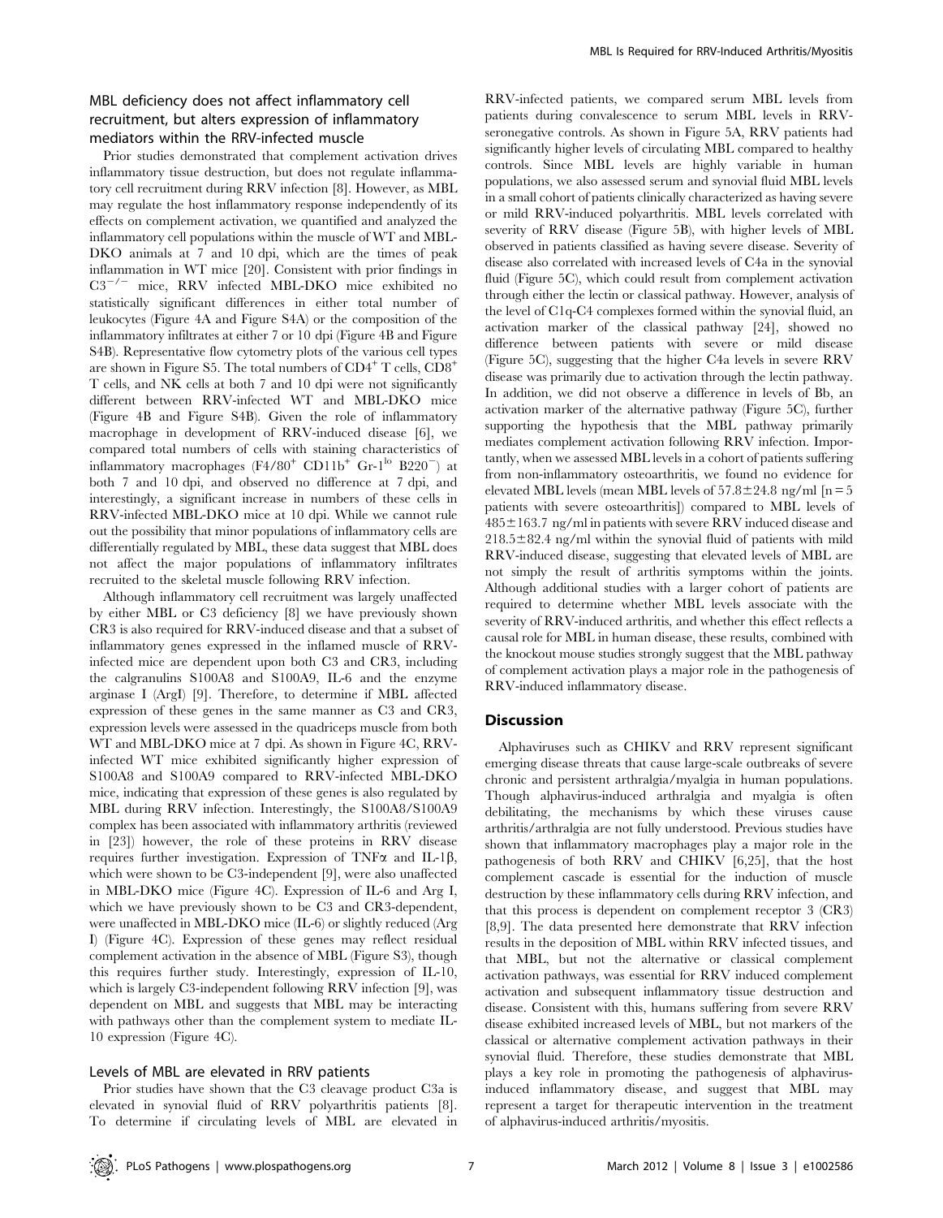## MBL deficiency does not affect inflammatory cell recruitment, but alters expression of inflammatory mediators within the RRV-infected muscle

Prior studies demonstrated that complement activation drives inflammatory tissue destruction, but does not regulate inflammatory cell recruitment during RRV infection [8]. However, as MBL may regulate the host inflammatory response independently of its effects on complement activation, we quantified and analyzed the inflammatory cell populations within the muscle of WT and MBL-DKO animals at 7 and 10 dpi, which are the times of peak inflammation in WT mice [20]. Consistent with prior findings in $C3^{-/-}$ mice, RRV infected MBL-DKO mice exhibited no statistically significant differences in either total number of leukocytes (Figure 4A and Figure S4A) or the composition of the inflammatory infiltrates at either 7 or 10 dpi (Figure 4B and Figure S4B). Representative flow cytometry plots of the various cell types are shown in Figure S5. The total numbers of $CD4^{+}$ T cells, $CD8^{+}$ T cells, and NK cells at both 7 and 10 dpi were not significantly different between RRV-infected WT and MBL-DKO mice (Figure 4B and Figure S4B). Given the role of inflammatory macrophage in development of RRV-induced disease [6], we compared total numbers of cells with staining characteristics of inflammatory macrophages ($F4/80^{+}$ $CD11b^{+}$ $Gr\text{-}1^{lo}$ $B220^{-}$) at both 7 and 10 dpi, and observed no difference at 7 dpi, and interestingly, a significant increase in numbers of these cells in RRV-infected MBL-DKO mice at 10 dpi. While we cannot rule out the possibility that minor populations of inflammatory cells are differentially regulated by MBL, these data suggest that MBL does not affect the major populations of inflammatory infiltrates recruited to the skeletal muscle following RRV infection.

Although inflammatory cell recruitment was largely unaffected by either MBL or C3 deficiency [8] we have previously shown CR3 is also required for RRV-induced disease and that a subset of inflammatory genes expressed in the inflamed muscle of RRV-infected mice are dependent upon both C3 and CR3, including the calgranulins S100A8 and S100A9, IL-6 and the enzyme arginase I (ArgI) [9]. Therefore, to determine if MBL affected expression of these genes in the same manner as C3 and CR3, expression levels were assessed in the quadriceps muscle from both WT and MBL-DKO mice at 7 dpi. As shown in Figure 4C, RRV-infected WT mice exhibited significantly higher expression of S100A8 and S100A9 compared to RRV-infected MBL-DKO mice, indicating that expression of these genes is also regulated by MBL during RRV infection. Interestingly, the S100A8/S100A9 complex has been associated with inflammatory arthritis (reviewed in [23]) however, the role of these proteins in RRV disease requires further investigation. Expression of TNFα and IL-1β, which were shown to be C3-independent [9], were also unaffected in MBL-DKO mice (Figure 4C). Expression of IL-6 and Arg I, which we have previously shown to be C3 and CR3-dependent, were unaffected in MBL-DKO mice (IL-6) or slightly reduced (Arg I) (Figure 4C). Expression of these genes may reflect residual complement activation in the absence of MBL (Figure S3), though this requires further study. Interestingly, expression of IL-10, which is largely C3-independent following RRV infection [9], was dependent on MBL and suggests that MBL may be interacting with pathways other than the complement system to mediate IL-10 expression (Figure 4C).

## Levels of MBL are elevated in RRV patients

Prior studies have shown that the C3 cleavage product C3a is elevated in synovial fluid of RRV polyarthritis patients [8]. To determine if circulating levels of MBL are elevated in RRV-infected patients, we compared serum MBL levels from patients during convalescence to serum MBL levels in RRV-seronegative controls. As shown in Figure 5A, RRV patients had significantly higher levels of circulating MBL compared to healthy controls. Since MBL levels are highly variable in human populations, we also assessed serum and synovial fluid MBL levels in a small cohort of patients clinically characterized as having severe or mild RRV-induced polyarthritis. MBL levels correlated with severity of RRV disease (Figure 5B), with higher levels of MBL observed in patients classified as having severe disease. Severity of disease also correlated with increased levels of C4a in the synovial fluid (Figure 5C), which could result from complement activation through either the lectin or classical pathway. However, analysis of the level of C1q-C4 complexes formed within the synovial fluid, an activation marker of the classical pathway [24], showed no difference between patients with severe or mild disease (Figure 5C), suggesting that the higher C4a levels in severe RRV disease was primarily due to activation through the lectin pathway. In addition, we did not observe a difference in levels of Bb, an activation marker of the alternative pathway (Figure 5C), further supporting the hypothesis that the MBL pathway primarily mediates complement activation following RRV infection. Importantly, when we assessed MBL levels in a cohort of patients suffering from non-inflammatory osteoarthritis, we found no evidence for elevated MBL levels (mean MBL levels of 57.8±24.8 ng/ml [n = 5 patients with severe osteoarthritis]) compared to MBL levels of 485±163.7 ng/ml in patients with severe RRV induced disease and 218.5±82.4 ng/ml within the synovial fluid of patients with mild RRV-induced disease, suggesting that elevated levels of MBL are not simply the result of arthritis symptoms within the joints. Although additional studies with a larger cohort of patients are required to determine whether MBL levels associate with the severity of RRV-induced arthritis, and whether this effect reflects a causal role for MBL in human disease, these results, combined with the knockout mouse studies strongly suggest that the MBL pathway of complement activation plays a major role in the pathogenesis of RRV-induced inflammatory disease.

## Discussion

Alphaviruses such as CHIKV and RRV represent significant emerging disease threats that cause large-scale outbreaks of severe chronic and persistent arthralgia/myalgia in human populations. Though alphavirus-induced arthralgia and myalgia is often debilitating, the mechanisms by which these viruses cause arthritis/arthralgia are not fully understood. Previous studies have shown that inflammatory macrophages play a major role in the pathogenesis of both RRV and CHIKV [6,25], that the host complement cascade is essential for the induction of muscle destruction by these inflammatory cells during RRV infection, and that this process is dependent on complement receptor 3 (CR3) [8,9]. The data presented here demonstrate that RRV infection results in the deposition of MBL within RRV infected tissues, and that MBL, but not the alternative or classical complement activation pathways, was essential for RRV induced complement activation and subsequent inflammatory tissue destruction and disease. Consistent with this, humans suffering from severe RRV disease exhibited increased levels of MBL, but not markers of the classical or alternative complement activation pathways in their synovial fluid. Therefore, these studies demonstrate that MBL plays a key role in promoting the pathogenesis of alphavirus-induced inflammatory disease, and suggest that MBL may represent a target for therapeutic intervention in the treatment of alphavirus-induced arthritis/myositis.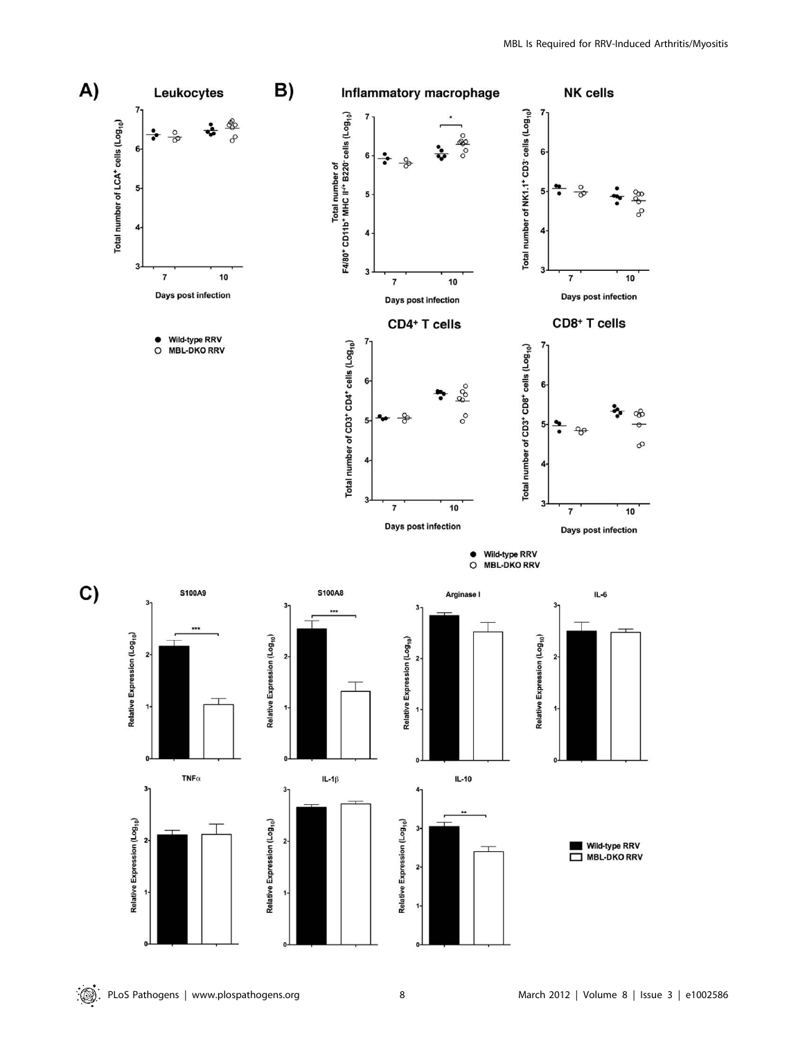A)

**Leukocytes**

Total number of LCA⁺ cells (Log₁₀)

Days post infection

● Wild-type RRV
○ MBL-DKO RRV

B)

**Inflammatory macrophage**

Total number of F4/80⁺ CD11b⁺ MHC II⁺ B220⁻ cells (Log₁₀)

**NK cells**

Total number of NK1.1⁺ CD3⁻ cells (Log₁₀)

**CD4⁺ T cells**

Total number of CD3⁺ CD4⁺ cells (Log₁₀)

**CD8⁺ T cells**

Total number of CD3⁺ CD8⁺ cells (Log₁₀)

Days post infection

● Wild-type RRV
○ MBL-DKO RRV

C)

S100A9, S100A8, Arginase I, IL-6, TNFα, IL-1β, IL-10

Relative Expression (Log₁₀)

■ Wild-type RRV
□ MBL-DKO RRV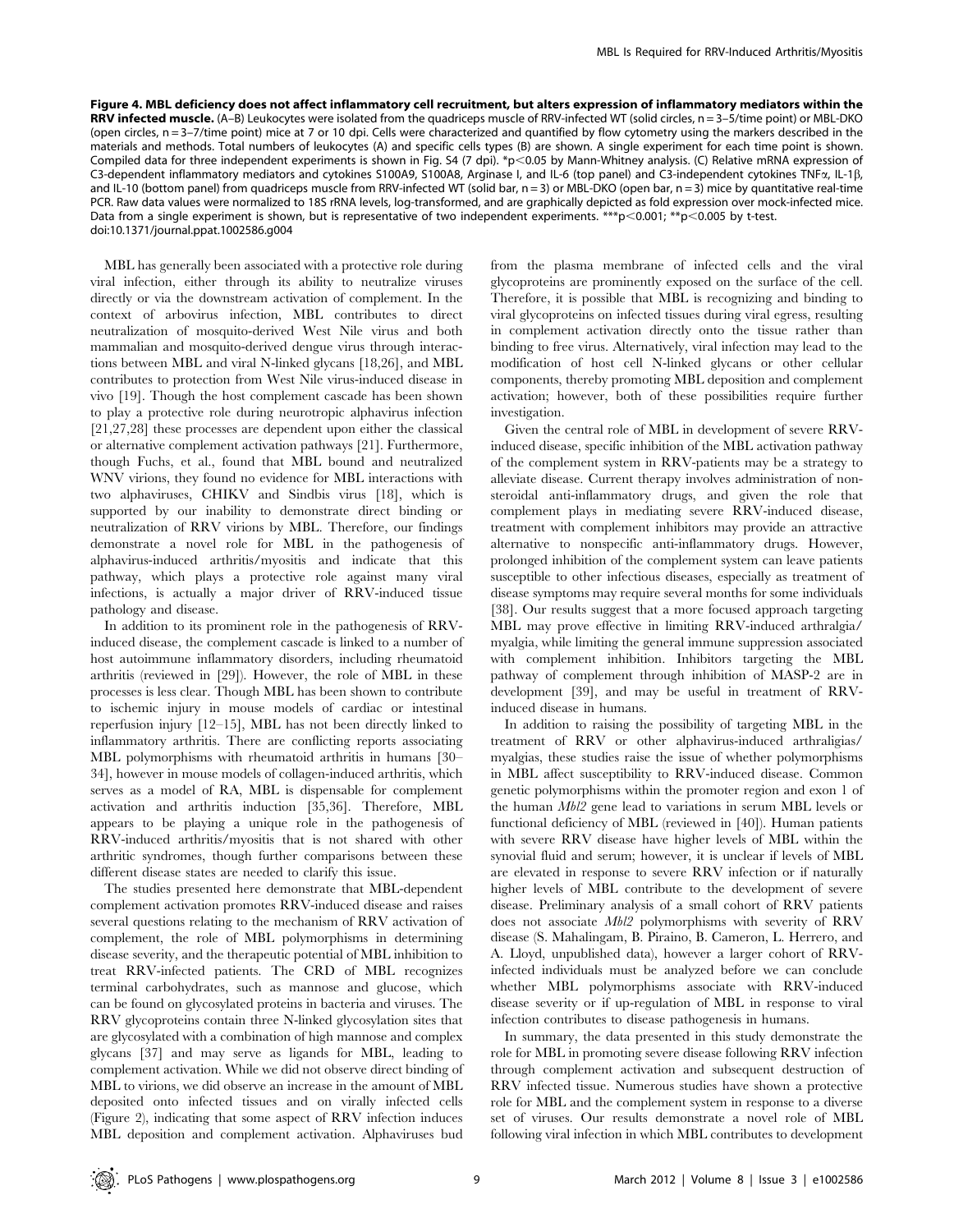**Figure 4. MBL deficiency does not affect inflammatory cell recruitment, but alters expression of inflammatory mediators within the RRV infected muscle.** (A–B) Leukocytes were isolated from the quadriceps muscle of RRV-infected WT (solid circles, n = 3–5/time point) or MBL-DKO (open circles, n = 3–7/time point) mice at 7 or 10 dpi. Cells were characterized and quantified by flow cytometry using the markers described in the materials and methods. Total numbers of leukocytes (A) and specific cells types (B) are shown. A single experiment for each time point is shown. Compiled data for three independent experiments is shown in Fig. S4 (7 dpi). *p<0.05 by Mann-Whitney analysis. (C) Relative mRNA expression of C3-dependent inflammatory mediators and cytokines S100A9, S100A8, Arginase I, and IL-6 (top panel) and C3-independent cytokines TNFα, IL-1β, and IL-10 (bottom panel) from quadriceps muscle from RRV-infected WT (solid bar, n = 3) or MBL-DKO (open bar, n = 3) mice by quantitative real-time PCR. Raw data values were normalized to 18S rRNA levels, log-transformed, and are graphically depicted as fold expression over mock-infected mice. Data from a single experiment is shown, but is representative of two independent experiments. ***p<0.001; **p<0.005 by t-test.
doi:10.1371/journal.ppat.1002586.g004

MBL has generally been associated with a protective role during viral infection, either through its ability to neutralize viruses directly or via the downstream activation of complement. In the context of arbovirus infection, MBL contributes to direct neutralization of mosquito-derived West Nile virus and both mammalian and mosquito-derived dengue virus through interactions between MBL and viral N-linked glycans [18,26], and MBL contributes to protection from West Nile virus-induced disease in vivo [19]. Though the host complement cascade has been shown to play a protective role during neurotropic alphavirus infection [21,27,28] these processes are dependent upon either the classical or alternative complement activation pathways [21]. Furthermore, though Fuchs, et al., found that MBL bound and neutralized WNV virions, they found no evidence for MBL interactions with two alphaviruses, CHIKV and Sindbis virus [18], which is supported by our inability to demonstrate direct binding or neutralization of RRV virions by MBL. Therefore, our findings demonstrate a novel role for MBL in the pathogenesis of alphavirus-induced arthritis/myositis and indicate that this pathway, which plays a protective role against many viral infections, is actually a major driver of RRV-induced tissue pathology and disease.

In addition to its prominent role in the pathogenesis of RRV-induced disease, the complement cascade is linked to a number of host autoimmune inflammatory disorders, including rheumatoid arthritis (reviewed in [29]). However, the role of MBL in these processes is less clear. Though MBL has been shown to contribute to ischemic injury in mouse models of cardiac or intestinal reperfusion injury [12–15], MBL has not been directly linked to inflammatory arthritis. There are conflicting reports associating MBL polymorphisms with rheumatoid arthritis in humans [30–34], however in mouse models of collagen-induced arthritis, which serves as a model of RA, MBL is dispensable for complement activation and arthritis induction [35,36]. Therefore, MBL appears to be playing a unique role in the pathogenesis of RRV-induced arthritis/myositis that is not shared with other arthritic syndromes, though further comparisons between these different disease states are needed to clarify this issue.

The studies presented here demonstrate that MBL-dependent complement activation promotes RRV-induced disease and raises several questions relating to the mechanism of RRV activation of complement, the role of MBL polymorphisms in determining disease severity, and the therapeutic potential of MBL inhibition to treat RRV-infected patients. The CRD of MBL recognizes terminal carbohydrates, such as mannose and glucose, which can be found on glycosylated proteins in bacteria and viruses. The RRV glycoproteins contain three N-linked glycosylation sites that are glycosylated with a combination of high mannose and complex glycans [37] and may serve as ligands for MBL, leading to complement activation. While we did not observe direct binding of MBL to virions, we did observe an increase in the amount of MBL deposited onto infected tissues and on virally infected cells (Figure 2), indicating that some aspect of RRV infection induces MBL deposition and complement activation. Alphaviruses bud from the plasma membrane of infected cells and the viral glycoproteins are prominently exposed on the surface of the cell. Therefore, it is possible that MBL is recognizing and binding to viral glycoproteins on infected tissues during viral egress, resulting in complement activation directly onto the tissue rather than binding to free virus. Alternatively, viral infection may lead to the modification of host cell N-linked glycans or other cellular components, thereby promoting MBL deposition and complement activation; however, both of these possibilities require further investigation.

Given the central role of MBL in development of severe RRV-induced disease, specific inhibition of the MBL activation pathway of the complement system in RRV-patients may be a strategy to alleviate disease. Current therapy involves administration of non-steroidal anti-inflammatory drugs, and given the role that complement plays in mediating severe RRV-induced disease, treatment with complement inhibitors may provide an attractive alternative to nonspecific anti-inflammatory drugs. However, prolonged inhibition of the complement system can leave patients susceptible to other infectious diseases, especially as treatment of disease symptoms may require several months for some individuals [38]. Our results suggest that a more focused approach targeting MBL may prove effective in limiting RRV-induced arthralgia/myalgia, while limiting the general immune suppression associated with complement inhibition. Inhibitors targeting the MBL pathway of complement through inhibition of MASP-2 are in development [39], and may be useful in treatment of RRV-induced disease in humans.

In addition to raising the possibility of targeting MBL in the treatment of RRV or other alphavirus-induced arthraligias/myalgias, these studies raise the issue of whether polymorphisms in MBL affect susceptibility to RRV-induced disease. Common genetic polymorphisms within the promoter region and exon 1 of the human *Mbl2* gene lead to variations in serum MBL levels or functional deficiency of MBL (reviewed in [40]). Human patients with severe RRV disease have higher levels of MBL within the synovial fluid and serum; however, it is unclear if levels of MBL are elevated in response to severe RRV infection or if naturally higher levels of MBL contribute to the development of severe disease. Preliminary analysis of a small cohort of RRV patients does not associate *Mbl2* polymorphisms with severity of RRV disease (S. Mahalingam, B. Piraino, B. Cameron, L. Herrero, and A. Lloyd, unpublished data), however a larger cohort of RRV-infected individuals must be analyzed before we can conclude whether MBL polymorphisms associate with RRV-induced disease severity or if up-regulation of MBL in response to viral infection contributes to disease pathogenesis in humans.

In summary, the data presented in this study demonstrate the role for MBL in promoting severe disease following RRV infection through complement activation and subsequent destruction of RRV infected tissue. Numerous studies have shown a protective role for MBL and the complement system in response to a diverse set of viruses. Our results demonstrate a novel role of MBL following viral infection in which MBL contributes to development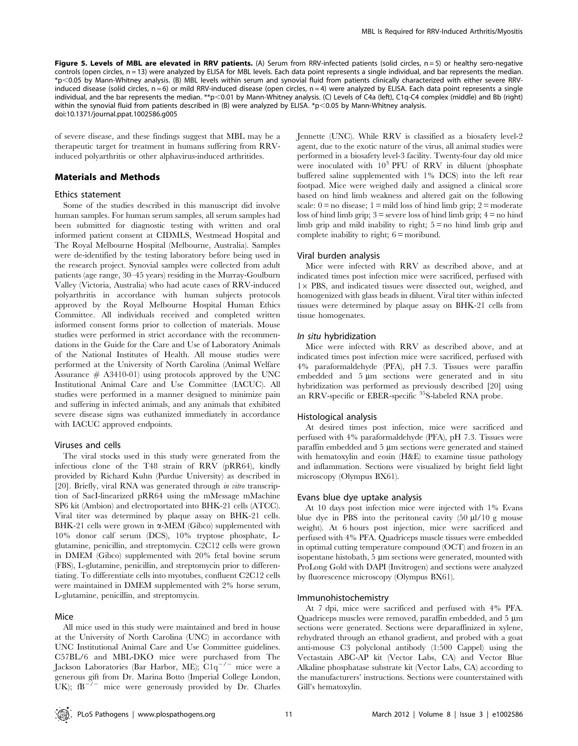**Figure 5. Levels of MBL are elevated in RRV patients.** (A) Serum from RRV-infected patients (solid circles, n = 5) or healthy sero-negative controls (open circles, n = 13) were analyzed by ELISA for MBL levels. Each data point represents a single individual, and bar represents the median. *p<0.05 by Mann-Whitney analysis. (B) MBL levels within serum and synovial fluid from patients clinically characterized with either severe RRV-induced disease (solid circles, n = 6) or mild RRV-induced disease (open circles, n = 4) were analyzed by ELISA. Each data point represents a single individual, and the bar represents the median. **p<0.01 by Mann-Whitney analysis. (C) Levels of C4a (left), C1q-C4 complex (middle) and Bb (right) within the synovial fluid from patients described in (B) were analyzed by ELISA. *p<0.05 by Mann-Whitney analysis.
doi:10.1371/journal.ppat.1002586.g005

of severe disease, and these findings suggest that MBL may be a therapeutic target for treatment in humans suffering from RRV-induced polyarthritis or other alphavirus-induced arthritides.

## Materials and Methods

### Ethics statement

Some of the studies described in this manuscript did involve human samples. For human serum samples, all serum samples had been submitted for diagnostic testing with written and oral informed patient consent at CIDMLS, Westmead Hospital and The Royal Melbourne Hospital (Melbourne, Australia). Samples were de-identified by the testing laboratory before being used in the research project. Synovial samples were collected from adult patients (age range, 30–45 years) residing in the Murray-Goulburn Valley (Victoria, Australia) who had acute cases of RRV-induced polyarthritis in accordance with human subjects protocols approved by the Royal Melbourne Hospital Human Ethics Committee. All individuals received and completed written informed consent forms prior to collection of materials. Mouse studies were performed in strict accordance with the recommendations in the Guide for the Care and Use of Laboratory Animals of the National Institutes of Health. All mouse studies were performed at the University of North Carolina (Animal Welfare Assurance # A3410-01) using protocols approved by the UNC Institutional Animal Care and Use Committee (IACUC). All studies were performed in a manner designed to minimize pain and suffering in infected animals, and any animals that exhibited severe disease signs was euthanized immediately in accordance with IACUC approved endpoints.

### Viruses and cells

The viral stocks used in this study were generated from the infectious clone of the T48 strain of RRV (pRR64), kindly provided by Richard Kuhn (Purdue University) as described in [20]. Briefly, viral RNA was generated through *in vitro* transcription of SacI-linearized pRR64 using the mMessage mMachine SP6 kit (Ambion) and electroporated into BHK-21 cells (ATCC). Viral titer was determined by plaque assay on BHK-21 cells. BHK-21 cells were grown in α-MEM (Gibco) supplemented with 10% donor calf serum (DCS), 10% tryptose phosphate, L-glutamine, penicillin, and streptomycin. C2C12 cells were grown in DMEM (Gibco) supplemented with 20% fetal bovine serum (FBS), L-glutamine, penicillin, and streptomycin prior to differentiating. To differentiate cells into myotubes, confluent C2C12 cells were maintained in DMEM supplemented with 2% horse serum, L-glutamine, penicillin, and streptomycin.

### Mice

All mice used in this study were maintained and bred in house at the University of North Carolina (UNC) in accordance with UNC Institutional Animal Care and Use Committee guidelines. C57BL/6 and MBL-DKO mice were purchased from The Jackson Laboratories (Bar Harbor, ME); $C1q^{-/-}$ mice were a generous gift from Dr. Marina Botto (Imperial College London, UK); $fB^{-/-}$ mice were generously provided by Dr. Charles Jennette (UNC). While RRV is classified as a biosafety level-2 agent, due to the exotic nature of the virus, all animal studies were performed in a biosafety level-3 facility. Twenty-four day old mice were inoculated with $10^3$ PFU of RRV in diluent (phosphate buffered saline supplemented with 1% DCS) into the left rear footpad. Mice were weighed daily and assigned a clinical score based on hind limb weakness and altered gait on the following scale: 0 = no disease; 1 = mild loss of hind limb grip; 2 = moderate loss of hind limb grip; 3 = severe loss of hind limb grip; 4 = no hind limb grip and mild inability to right; 5 = no hind limb grip and complete inability to right; 6 = moribund.

### Viral burden analysis

Mice were infected with RRV as described above, and at indicated times post infection mice were sacrificed, perfused with 1× PBS, and indicated tissues were dissected out, weighed, and homogenized with glass beads in diluent. Viral titer within infected tissues were determined by plaque assay on BHK-21 cells from tissue homogenates.

### *In situ* hybridization

Mice were infected with RRV as described above, and at indicated times post infection mice were sacrificed, perfused with 4% paraformaldehyde (PFA), pH 7.3. Tissues were paraffin embedded and 5 µm sections were generated and in situ hybridization was performed as previously described [20] using an RRV-specific or EBER-specific $^{35}$S-labeled RNA probe.

### Histological analysis

At desired times post infection, mice were sacrificed and perfused with 4% paraformaldehyde (PFA), pH 7.3. Tissues were paraffin embedded and 5 µm sections were generated and stained with hematoxylin and eosin (H&E) to examine tissue pathology and inflammation. Sections were visualized by bright field light microscopy (Olympus BX61).

### Evans blue dye uptake analysis

At 10 days post infection mice were injected with 1% Evans blue dye in PBS into the peritoneal cavity (50 µl/10 g mouse weight). At 6 hours post injection, mice were sacrificed and perfused with 4% PFA. Quadriceps muscle tissues were embedded in optimal cutting temperature compound (OCT) and frozen in an isopentane histobath, 5 µm sections were generated, mounted with ProLong Gold with DAPI (Invitrogen) and sections were analyzed by fluorescence microscopy (Olympus BX61).

### Immunohistochemistry

At 7 dpi, mice were sacrificed and perfused with 4% PFA. Quadriceps muscles were removed, paraffin embedded, and 5 µm sections were generated. Sections were deparaffinized in xylene, rehydrated through an ethanol gradient, and probed with a goat anti-mouse C3 polyclonal antibody (1:500 Cappel) using the Vectastain ABC-AP kit (Vector Labs, CA) and Vector Blue Alkaline phosphatase substrate kit (Vector Labs, CA) according to the manufacturers' instructions. Sections were counterstained with Gill's hematoxylin.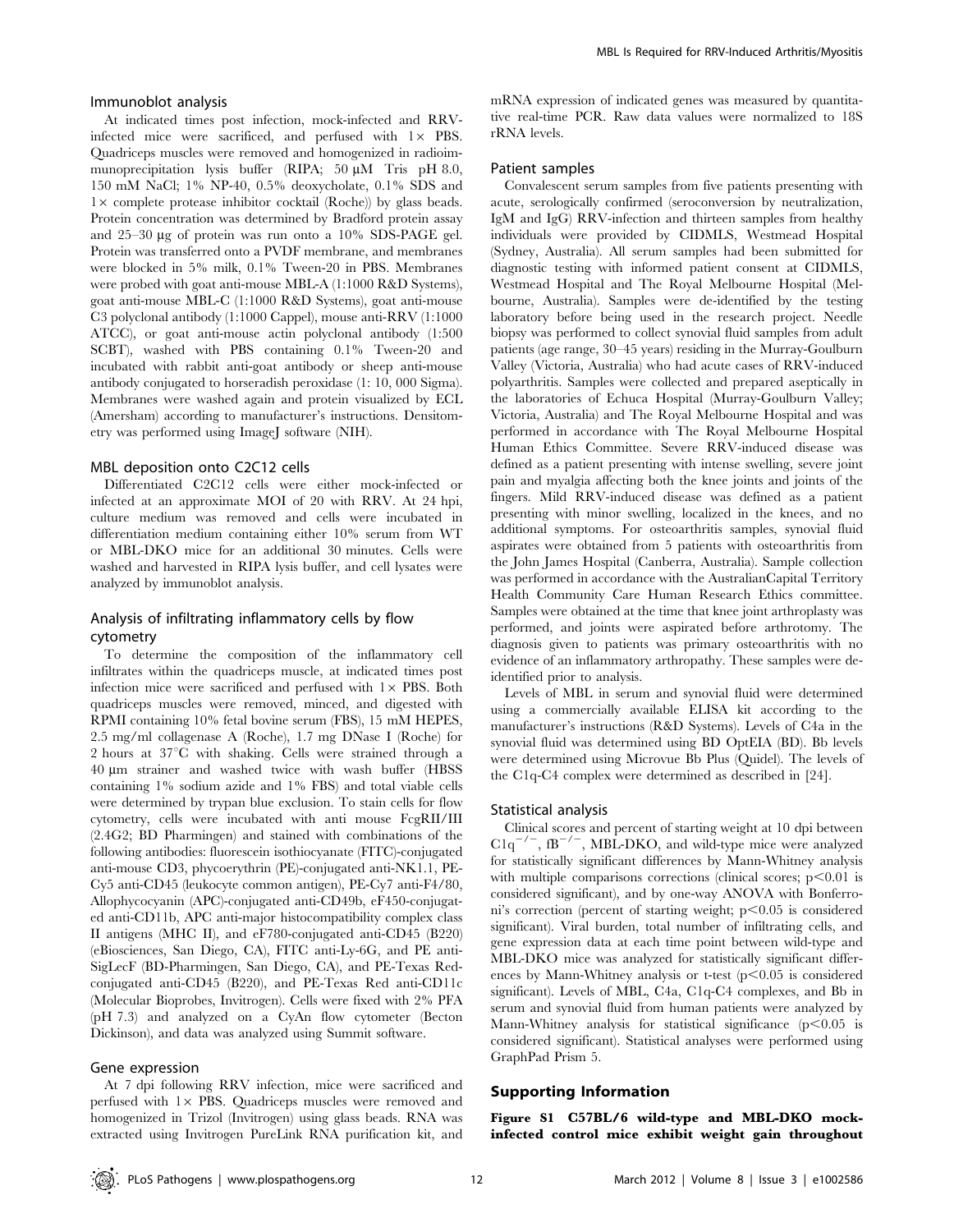### Immunoblot analysis

At indicated times post infection, mock-infected and RRV-infected mice were sacrificed, and perfused with 1× PBS. Quadriceps muscles were removed and homogenized in radioimmunoprecipitation lysis buffer (RIPA; 50 µM Tris pH 8.0, 150 mM NaCl; 1% NP-40, 0.5% deoxycholate, 0.1% SDS and 1× complete protease inhibitor cocktail (Roche)) by glass beads. Protein concentration was determined by Bradford protein assay and 25–30 µg of protein was run onto a 10% SDS-PAGE gel. Protein was transferred onto a PVDF membrane, and membranes were blocked in 5% milk, 0.1% Tween-20 in PBS. Membranes were probed with goat anti-mouse MBL-A (1:1000 R&D Systems), goat anti-mouse MBL-C (1:1000 R&D Systems), goat anti-mouse C3 polyclonal antibody (1:1000 Cappel), mouse anti-RRV (1:1000 ATCC), or goat anti-mouse actin polyclonal antibody (1:500 SCBT), washed with PBS containing 0.1% Tween-20 and incubated with rabbit anti-goat antibody or sheep anti-mouse antibody conjugated to horseradish peroxidase (1: 10, 000 Sigma). Membranes were washed again and protein visualized by ECL (Amersham) according to manufacturer's instructions. Densitometry was performed using ImageJ software (NIH).

### MBL deposition onto C2C12 cells

Differentiated C2C12 cells were either mock-infected or infected at an approximate MOI of 20 with RRV. At 24 hpi, culture medium was removed and cells were incubated in differentiation medium containing either 10% serum from WT or MBL-DKO mice for an additional 30 minutes. Cells were washed and harvested in RIPA lysis buffer, and cell lysates were analyzed by immunoblot analysis.

### Analysis of infiltrating inflammatory cells by flow cytometry

To determine the composition of the inflammatory cell infiltrates within the quadriceps muscle, at indicated times post infection mice were sacrificed and perfused with 1× PBS. Both quadriceps muscles were removed, minced, and digested with RPMI containing 10% fetal bovine serum (FBS), 15 mM HEPES, 2.5 mg/ml collagenase A (Roche), 1.7 mg DNase I (Roche) for 2 hours at 37°C with shaking. Cells were strained through a 40 µm strainer and washed twice with wash buffer (HBSS containing 1% sodium azide and 1% FBS) and total viable cells were determined by trypan blue exclusion. To stain cells for flow cytometry, cells were incubated with anti mouse FcgRII/III (2.4G2; BD Pharmingen) and stained with combinations of the following antibodies: fluorescein isothiocyanate (FITC)-conjugated anti-mouse CD3, phycoerythrin (PE)-conjugated anti-NK1.1, PE-Cy5 anti-CD45 (leukocyte common antigen), PE-Cy7 anti-F4/80, Allophycocyanin (APC)-conjugated anti-CD49b, eF450-conjugated anti-CD11b, APC anti-major histocompatibility complex class II antigens (MHC II), and eF780-conjugated anti-CD45 (B220) (eBiosciences, San Diego, CA), FITC anti-Ly-6G, and PE anti-SigLecF (BD-Pharmingen, San Diego, CA), and PE-Texas Red-conjugated anti-CD45 (B220), and PE-Texas Red anti-CD11c (Molecular Bioprobes, Invitrogen). Cells were fixed with 2% PFA (pH 7.3) and analyzed on a CyAn flow cytometer (Becton Dickinson), and data was analyzed using Summit software.

### Gene expression

At 7 dpi following RRV infection, mice were sacrificed and perfused with 1× PBS. Quadriceps muscles were removed and homogenized in Trizol (Invitrogen) using glass beads. RNA was extracted using Invitrogen PureLink RNA purification kit, and mRNA expression of indicated genes was measured by quantitative real-time PCR. Raw data values were normalized to 18S rRNA levels.

### Patient samples

Convalescent serum samples from five patients presenting with acute, serologically confirmed (seroconversion by neutralization, IgM and IgG) RRV-infection and thirteen samples from healthy individuals were provided by CIDMLS, Westmead Hospital (Sydney, Australia). All serum samples had been submitted for diagnostic testing with informed patient consent at CIDMLS, Westmead Hospital and The Royal Melbourne Hospital (Melbourne, Australia). Samples were de-identified by the testing laboratory before being used in the research project. Needle biopsy was performed to collect synovial fluid samples from adult patients (age range, 30–45 years) residing in the Murray-Goulburn Valley (Victoria, Australia) who had acute cases of RRV-induced polyarthritis. Samples were collected and prepared aseptically in the laboratories of Echuca Hospital (Murray-Goulburn Valley; Victoria, Australia) and The Royal Melbourne Hospital and was performed in accordance with The Royal Melbourne Hospital Human Ethics Committee. Severe RRV-induced disease was defined as a patient presenting with intense swelling, severe joint pain and myalgia affecting both the knee joints and joints of the fingers. Mild RRV-induced disease was defined as a patient presenting with minor swelling, localized in the knees, and no additional symptoms. For osteoarthritis samples, synovial fluid aspirates were obtained from 5 patients with osteoarthritis from the John James Hospital (Canberra, Australia). Sample collection was performed in accordance with the AustralianCapital Territory Health Community Care Human Research Ethics committee. Samples were obtained at the time that knee joint arthroplasty was performed, and joints were aspirated before arthrotomy. The diagnosis given to patients was primary osteoarthritis with no evidence of an inflammatory arthropathy. These samples were de-identified prior to analysis.

Levels of MBL in serum and synovial fluid were determined using a commercially available ELISA kit according to the manufacturer's instructions (R&D Systems). Levels of C4a in the synovial fluid was determined using BD OptEIA (BD). Bb levels were determined using Microvue Bb Plus (Quidel). The levels of the C1q-C4 complex were determined as described in [24].

### Statistical analysis

Clinical scores and percent of starting weight at 10 dpi between $C1q^{-/-}$, $fB^{-/-}$, MBL-DKO, and wild-type mice were analyzed for statistically significant differences by Mann-Whitney analysis with multiple comparisons corrections (clinical scores; $p<0.01$ is considered significant), and by one-way ANOVA with Bonferroni's correction (percent of starting weight; $p<0.05$ is considered significant). Viral burden, total number of infiltrating cells, and gene expression data at each time point between wild-type and MBL-DKO mice was analyzed for statistically significant differences by Mann-Whitney analysis or t-test ($p<0.05$ is considered significant). Levels of MBL, C4a, C1q-C4 complexes, and Bb in serum and synovial fluid from human patients were analyzed by Mann-Whitney analysis for statistical significance ($p<0.05$ is considered significant). Statistical analyses were performed using GraphPad Prism 5.

## Supporting Information

**Figure S1 C57BL/6 wild-type and MBL-DKO mock-infected control mice exhibit weight gain throughout**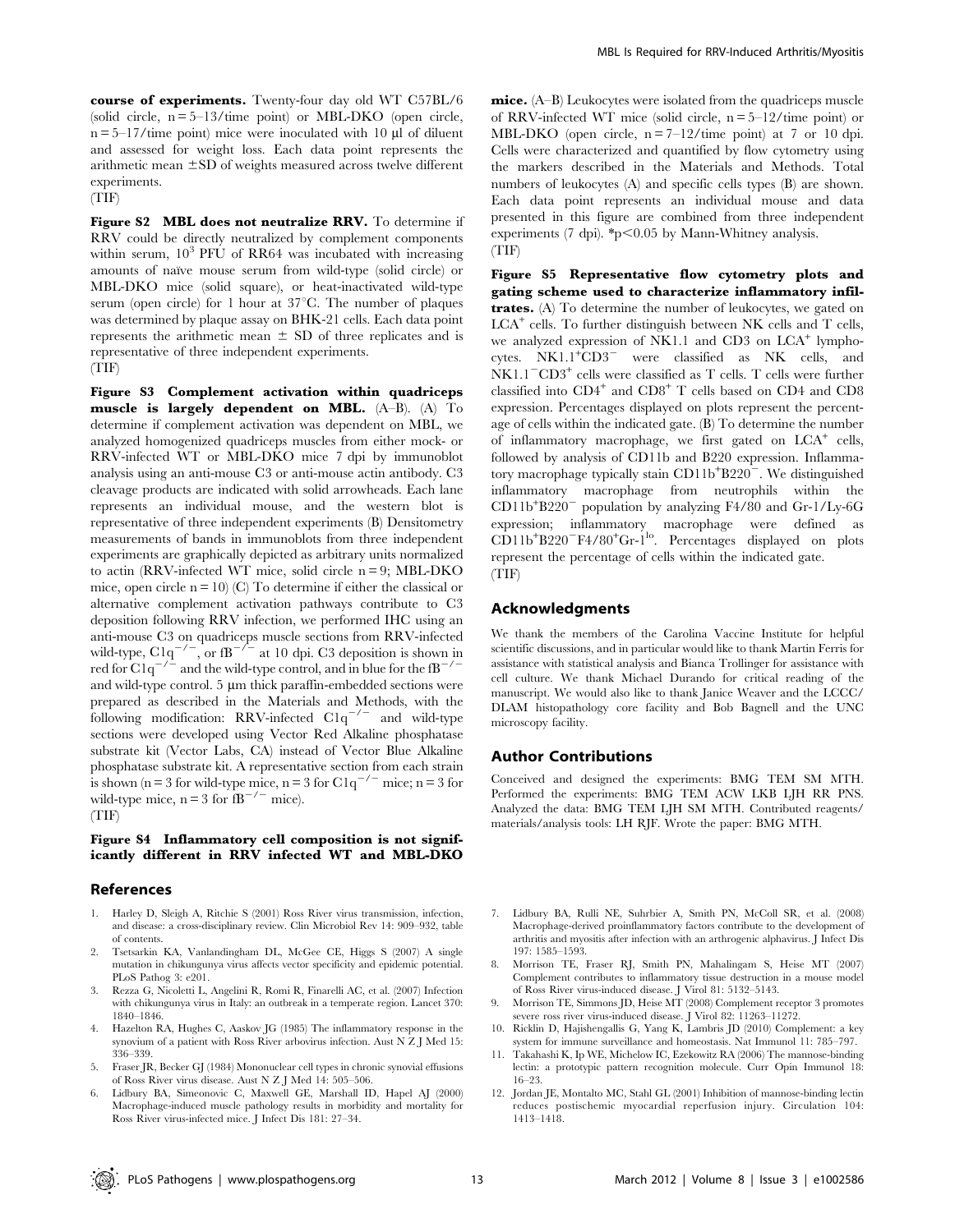**course of experiments.** Twenty-four day old WT C57BL/6 (solid circle, n = 5–13/time point) or MBL-DKO (open circle, n = 5–17/time point) mice were inoculated with 10 µl of diluent and assessed for weight loss. Each data point represents the arithmetic mean ±SD of weights measured across twelve different experiments.
(TIF)

**Figure S2 MBL does not neutralize RRV.** To determine if RRV could be directly neutralized by complement components within serum, $10^3$ PFU of RR64 was incubated with increasing amounts of naïve mouse serum from wild-type (solid circle) or MBL-DKO mice (solid square), or heat-inactivated wild-type serum (open circle) for 1 hour at 37°C. The number of plaques was determined by plaque assay on BHK-21 cells. Each data point represents the arithmetic mean ± SD of three replicates and is representative of three independent experiments.
(TIF)

**Figure S3 Complement activation within quadriceps muscle is largely dependent on MBL.** (A–B). (A) To determine if complement activation was dependent on MBL, we analyzed homogenized quadriceps muscles from either mock- or RRV-infected WT or MBL-DKO mice 7 dpi by immunoblot analysis using an anti-mouse C3 or anti-mouse actin antibody. C3 cleavage products are indicated with solid arrowheads. Each lane represents an individual mouse, and the western blot is representative of three independent experiments (B) Densitometry measurements of bands in immunoblots from three independent experiments are graphically depicted as arbitrary units normalized to actin (RRV-infected WT mice, solid circle n = 9; MBL-DKO mice, open circle n = 10) (C) To determine if either the classical or alternative complement activation pathways contribute to C3 deposition following RRV infection, we performed IHC using an anti-mouse C3 on quadriceps muscle sections from RRV-infected wild-type, $C1q^{-/-}$, or $fB^{-/-}$ at 10 dpi. C3 deposition is shown in red for $C1q^{-/-}$ and the wild-type control, and in blue for the $fB^{-/-}$ and wild-type control. 5 µm thick paraffin-embedded sections were prepared as described in the Materials and Methods, with the following modification: RRV-infected $C1q^{-/-}$ and wild-type sections were developed using Vector Red Alkaline phosphatase substrate kit (Vector Labs, CA) instead of Vector Blue Alkaline phosphatase substrate kit. A representative section from each strain is shown (n = 3 for wild-type mice, n = 3 for $C1q^{-/-}$ mice; n = 3 for wild-type mice, n = 3 for $fB^{-/-}$ mice).
(TIF)

**Figure S4 Inflammatory cell composition is not significantly different in RRV infected WT and MBL-DKO mice.** (A–B) Leukocytes were isolated from the quadriceps muscle of RRV-infected WT mice (solid circle, n = 5–12/time point) or MBL-DKO (open circle, n = 7–12/time point) at 7 or 10 dpi. Cells were characterized and quantified by flow cytometry using the markers described in the Materials and Methods. Total numbers of leukocytes (A) and specific cells types (B) are shown. Each data point represents an individual mouse and data presented in this figure are combined from three independent experiments (7 dpi). *$p<0.05$ by Mann-Whitney analysis.
(TIF)

**Figure S5 Representative flow cytometry plots and gating scheme used to characterize inflammatory infiltrates.** (A) To determine the number of leukocytes, we gated on $LCA^+$ cells. To further distinguish between NK cells and T cells, we analyzed expression of NK1.1 and CD3 on $LCA^+$ lymphocytes. $NK1.1^+CD3^-$ were classified as NK cells, and $NK1.1^-CD3^+$ cells were classified as T cells. T cells were further classified into $CD4^+$ and $CD8^+$ T cells based on CD4 and CD8 expression. Percentages displayed on plots represent the percentage of cells within the indicated gate. (B) To determine the number of inflammatory macrophage, we first gated on $LCA^+$ cells, followed by analysis of CD11b and B220 expression. Inflammatory macrophage typically stain $CD11b^+B220^-$. We distinguished inflammatory macrophage from neutrophils within the $CD11b^+B220^-$ population by analyzing F4/80 and Gr-1/Ly-6G expression; inflammatory macrophage were defined as $CD11b^+B220^-F4/80^+Gr\text{-}1^{lo}$. Percentages displayed on plots represent the percentage of cells within the indicated gate.
(TIF)

## Acknowledgments

We thank the members of the Carolina Vaccine Institute for helpful scientific discussions, and in particular would like to thank Martin Ferris for assistance with statistical analysis and Bianca Trollinger for assistance with cell culture. We thank Michael Durando for critical reading of the manuscript. We would also like to thank Janice Weaver and the LCCC/DLAM histopathology core facility and Bob Bagnell and the UNC microscopy facility.

## Author Contributions

Conceived and designed the experiments: BMG TEM SM MTH. Performed the experiments: BMG TEM ACW LKB LJH RR PNS. Analyzed the data: BMG TEM LJH SM MTH. Contributed reagents/materials/analysis tools: LH RJF. Wrote the paper: BMG MTH.

## References

1. Harley D, Sleigh A, Ritchie S (2001) Ross River virus transmission, infection, and disease: a cross-disciplinary review. Clin Microbiol Rev 14: 909–932, table of contents.
2. Tsetsarkin KA, Vanlandingham DL, McGee CE, Higgs S (2007) A single mutation in chikungunya virus affects vector specificity and epidemic potential. PLoS Pathog 3: e201.
3. Rezza G, Nicoletti L, Angelini R, Romi R, Finarelli AC, et al. (2007) Infection with chikungunya virus in Italy: an outbreak in a temperate region. Lancet 370: 1840–1846.
4. Hazelton RA, Hughes C, Aaskov JG (1985) The inflammatory response in the synovium of a patient with Ross River arbovirus infection. Aust N Z J Med 15: 336–339.
5. Fraser JR, Becker GJ (1984) Mononuclear cell types in chronic synovial effusions of Ross River virus disease. Aust N Z J Med 14: 505–506.
6. Lidbury BA, Simeonovic C, Maxwell GE, Marshall ID, Hapel AJ (2000) Macrophage-induced muscle pathology results in morbidity and mortality for Ross River virus-infected mice. J Infect Dis 181: 27–34.
7. Lidbury BA, Rulli NE, Suhrbier A, Smith PN, McColl SR, et al. (2008) Macrophage-derived proinflammatory factors contribute to the development of arthritis and myositis after infection with an arthrogenic alphavirus. J Infect Dis 197: 1585–1593.
8. Morrison TE, Fraser RJ, Smith PN, Mahalingam S, Heise MT (2007) Complement contributes to inflammatory tissue destruction in a mouse model of Ross River virus-induced disease. J Virol 81: 5132–5143.
9. Morrison TE, Simmons JD, Heise MT (2008) Complement receptor 3 promotes severe ross river virus-induced disease. J Virol 82: 11263–11272.
10. Ricklin D, Hajishengallis G, Yang K, Lambris JD (2010) Complement: a key system for immune surveillance and homeostasis. Nat Immunol 11: 785–797.
11. Takahashi K, Ip WE, Michelow IC, Ezekowitz RA (2006) The mannose-binding lectin: a prototypic pattern recognition molecule. Curr Opin Immunol 18: 16–23.
12. Jordan JE, Montalto MC, Stahl GL (2001) Inhibition of mannose-binding lectin reduces postischemic myocardial reperfusion injury. Circulation 104: 1413–1418.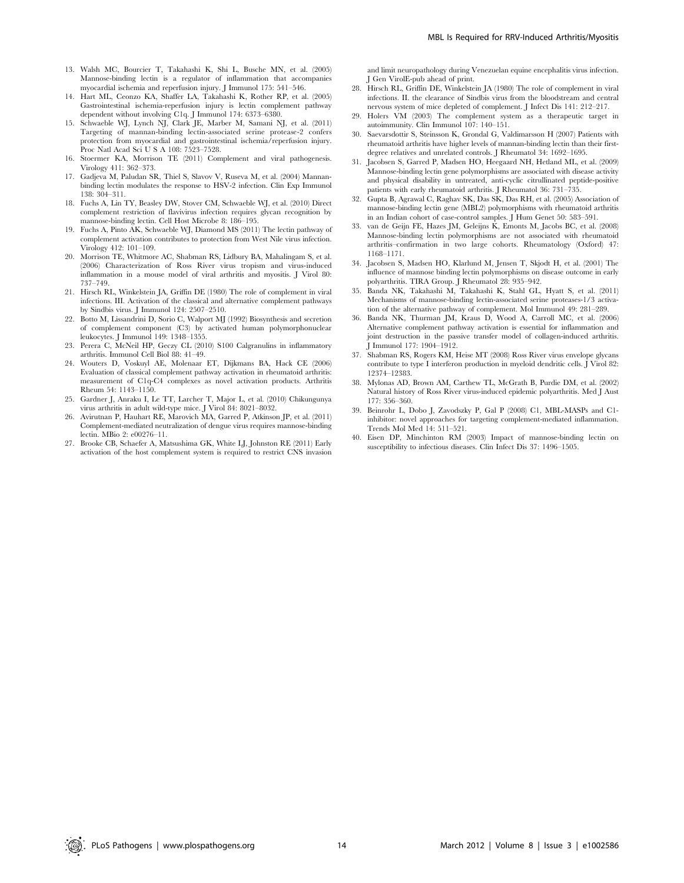13. Walsh MC, Bourcier T, Takahashi K, Shi L, Busche MN, et al. (2005) Mannose-binding lectin is a regulator of inflammation that accompanies myocardial ischemia and reperfusion injury. J Immunol 175: 541–546.
14. Hart ML, Ceonzo KA, Shaffer LA, Takahashi K, Rother RP, et al. (2005) Gastrointestinal ischemia-reperfusion injury is lectin complement pathway dependent without involving C1q. J Immunol 174: 6373–6380.
15. Schwaeble WJ, Lynch NJ, Clark JE, Marber M, Samani NJ, et al. (2011) Targeting of mannan-binding lectin-associated serine protease-2 confers protection from myocardial and gastrointestinal ischemia/reperfusion injury. Proc Natl Acad Sci U S A 108: 7523–7528.
16. Stoermer KA, Morrison TE (2011) Complement and viral pathogenesis. Virology 411: 362–373.
17. Gadjeva M, Paludan SR, Thiel S, Slavov V, Ruseva M, et al. (2004) Mannan-binding lectin modulates the response to HSV-2 infection. Clin Exp Immunol 138: 304–311.
18. Fuchs A, Lin TY, Beasley DW, Stover CM, Schwaeble WJ, et al. (2010) Direct complement restriction of flavivirus infection requires glycan recognition by mannose-binding lectin. Cell Host Microbe 8: 186–195.
19. Fuchs A, Pinto AK, Schwaeble WJ, Diamond MS (2011) The lectin pathway of complement activation contributes to protection from West Nile virus infection. Virology 412: 101–109.
20. Morrison TE, Whitmore AC, Shabman RS, Lidbury BA, Mahalingam S, et al. (2006) Characterization of Ross River virus tropism and virus-induced inflammation in a mouse model of viral arthritis and myositis. J Virol 80: 737–749.
21. Hirsch RL, Winkelstein JA, Griffin DE (1980) The role of complement in viral infections. III. Activation of the classical and alternative complement pathways by Sindbis virus. J Immunol 124: 2507–2510.
22. Botto M, Lissandrini D, Sorio C, Walport MJ (1992) Biosynthesis and secretion of complement component (C3) by activated human polymorphonuclear leukocytes. J Immunol 149: 1348–1355.
23. Perera C, McNeil HP, Geczy CL (2010) S100 Calgranulins in inflammatory arthritis. Immunol Cell Biol 88: 41–49.
24. Wouters D, Voskuyl AE, Molenaar ET, Dijkmans BA, Hack CE (2006) Evaluation of classical complement pathway activation in rheumatoid arthritis: measurement of C1q-C4 complexes as novel activation products. Arthritis Rheum 54: 1143–1150.
25. Gardner J, Anraku I, Le TT, Larcher T, Major L, et al. (2010) Chikungunya virus arthritis in adult wild-type mice. J Virol 84: 8021–8032.
26. Avirutnan P, Hauhart RE, Marovich MA, Garred P, Atkinson JP, et al. (2011) Complement-mediated neutralization of dengue virus requires mannose-binding lectin. MBio 2: e00276–11.
27. Brooke CB, Schaefer A, Matsushima GK, White LJ, Johnston RE (2011) Early activation of the host complement system is required to restrict CNS invasion and limit neuropathology during Venezuelan equine encephalitis virus infection. J Gen VirolE-pub ahead of print.
28. Hirsch RL, Griffin DE, Winkelstein JA (1980) The role of complement in viral infections. II. the clearance of Sindbis virus from the bloodstream and central nervous system of mice depleted of complement. J Infect Dis 141: 212–217.
29. Holers VM (2003) The complement system as a therapeutic target in autoimmunity. Clin Immunol 107: 140–151.
30. Saevarsdottir S, Steinsson K, Grondal G, Valdimarsson H (2007) Patients with rheumatoid arthritis have higher levels of mannan-binding lectin than their first-degree relatives and unrelated controls. J Rheumatol 34: 1692–1695.
31. Jacobsen S, Garred P, Madsen HO, Heegaard NH, Hetland ML, et al. (2009) Mannose-binding lectin gene polymorphisms are associated with disease activity and physical disability in untreated, anti-cyclic citrullinated peptide-positive patients with early rheumatoid arthritis. J Rheumatol 36: 731–735.
32. Gupta B, Agrawal C, Raghav SK, Das SK, Das RH, et al. (2005) Association of mannose-binding lectin gene (MBL2) polymorphisms with rheumatoid arthritis in an Indian cohort of case-control samples. J Hum Genet 50: 583–591.
33. van de Geijn FE, Hazes JM, Geleijns K, Emonts M, Jacobs BC, et al. (2008) Mannose-binding lectin polymorphisms are not associated with rheumatoid arthritis–confirmation in two large cohorts. Rheumatology (Oxford) 47: 1168–1171.
34. Jacobsen S, Madsen HO, Klarlund M, Jensen T, Skjodt H, et al. (2001) The influence of mannose binding lectin polymorphisms on disease outcome in early polyarthritis. TIRA Group. J Rheumatol 28: 935–942.
35. Banda NK, Takahashi M, Takahashi K, Stahl GL, Hyatt S, et al. (2011) Mechanisms of mannose-binding lectin-associated serine proteases-1/3 activation of the alternative pathway of complement. Mol Immunol 49: 281–289.
36. Banda NK, Thurman JM, Kraus D, Wood A, Carroll MC, et al. (2006) Alternative complement pathway activation is essential for inflammation and joint destruction in the passive transfer model of collagen-induced arthritis. J Immunol 177: 1904–1912.
37. Shabman RS, Rogers KM, Heise MT (2008) Ross River virus envelope glycans contribute to type I interferon production in myeloid dendritic cells. J Virol 82: 12374–12383.
38. Mylonas AD, Brown AM, Carthew TL, McGrath B, Purdie DM, et al. (2002) Natural history of Ross River virus-induced epidemic polyarthritis. Med J Aust 177: 356–360.
39. Beinrohr L, Dobo J, Zavodszky P, Gal P (2008) C1, MBL-MASPs and C1-inhibitor: novel approaches for targeting complement-mediated inflammation. Trends Mol Med 14: 511–521.
40. Eisen DP, Minchinton RM (2003) Impact of mannose-binding lectin on susceptibility to infectious diseases. Clin Infect Dis 37: 1496–1505.